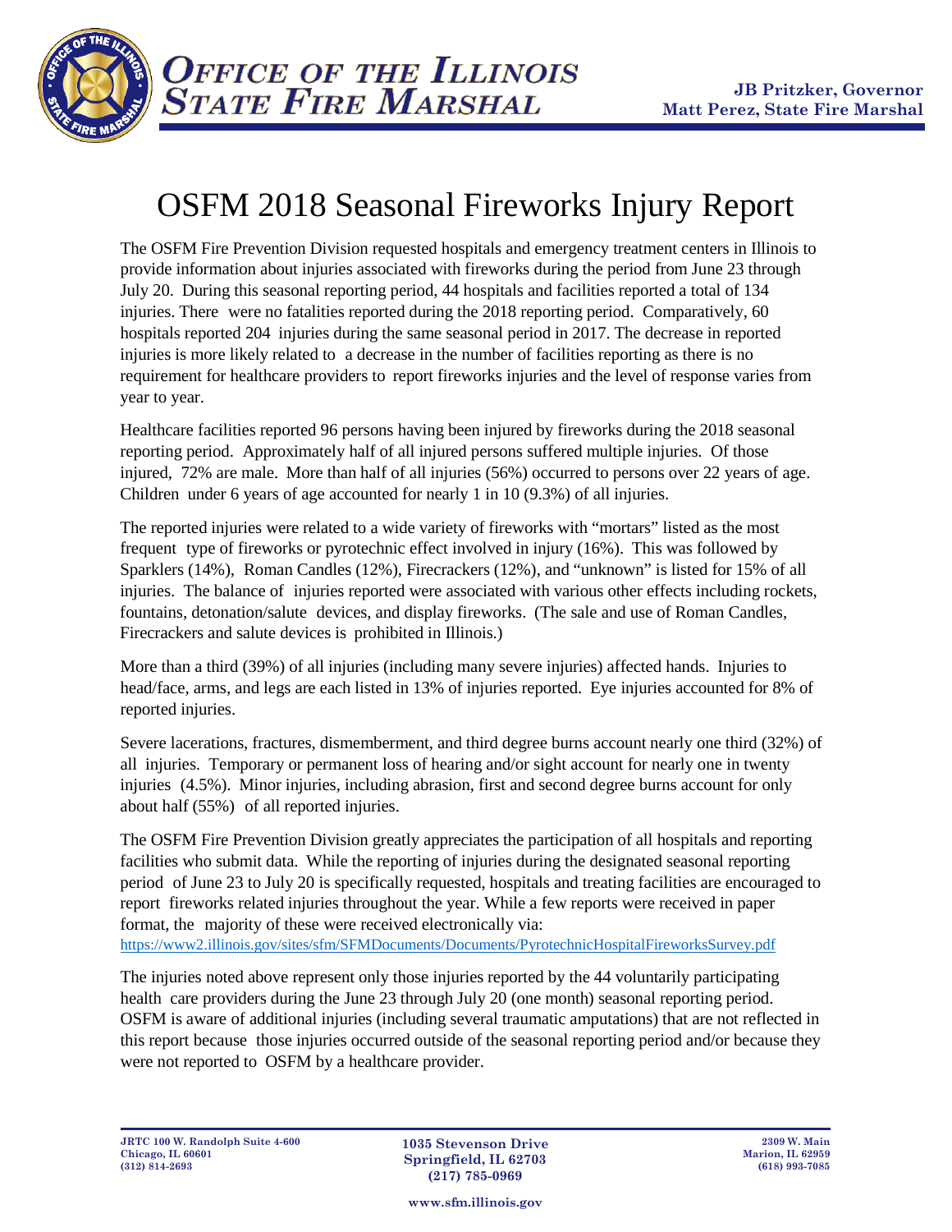# Office of the Illinois State Fire Marshal

**JB Pritzker, Governor**
**Matt Perez, State Fire Marshal**

# OSFM 2018 Seasonal Fireworks Injury Report

The OSFM Fire Prevention Division requested hospitals and emergency treatment centers in Illinois to provide information about injuries associated with fireworks during the period from June 23 through July 20. During this seasonal reporting period, 44 hospitals and facilities reported a total of 134 injuries. There were no fatalities reported during the 2018 reporting period. Comparatively, 60 hospitals reported 204 injuries during the same seasonal period in 2017. The decrease in reported injuries is more likely related to a decrease in the number of facilities reporting as there is no requirement for healthcare providers to report fireworks injuries and the level of response varies from year to year.

Healthcare facilities reported 96 persons having been injured by fireworks during the 2018 seasonal reporting period. Approximately half of all injured persons suffered multiple injuries. Of those injured, 72% are male. More than half of all injuries (56%) occurred to persons over 22 years of age. Children under 6 years of age accounted for nearly 1 in 10 (9.3%) of all injuries.

The reported injuries were related to a wide variety of fireworks with "mortars" listed as the most frequent type of fireworks or pyrotechnic effect involved in injury (16%). This was followed by Sparklers (14%), Roman Candles (12%), Firecrackers (12%), and "unknown" is listed for 15% of all injuries. The balance of injuries reported were associated with various other effects including rockets, fountains, detonation/salute devices, and display fireworks. (The sale and use of Roman Candles, Firecrackers and salute devices is prohibited in Illinois.)

More than a third (39%) of all injuries (including many severe injuries) affected hands. Injuries to head/face, arms, and legs are each listed in 13% of injuries reported. Eye injuries accounted for 8% of reported injuries.

Severe lacerations, fractures, dismemberment, and third degree burns account nearly one third (32%) of all injuries. Temporary or permanent loss of hearing and/or sight account for nearly one in twenty injuries (4.5%). Minor injuries, including abrasion, first and second degree burns account for only about half (55%) of all reported injuries.

The OSFM Fire Prevention Division greatly appreciates the participation of all hospitals and reporting facilities who submit data. While the reporting of injuries during the designated seasonal reporting period of June 23 to July 20 is specifically requested, hospitals and treating facilities are encouraged to report fireworks related injuries throughout the year. While a few reports were received in paper format, the majority of these were received electronically via:
https://www2.illinois.gov/sites/sfm/SFMDocuments/Documents/PyrotechnicHospitalFireworksSurvey.pdf

The injuries noted above represent only those injuries reported by the 44 voluntarily participating health care providers during the June 23 through July 20 (one month) seasonal reporting period. OSFM is aware of additional injuries (including several traumatic amputations) that are not reflected in this report because those injuries occurred outside of the seasonal reporting period and/or because they were not reported to OSFM by a healthcare provider.

JRTC 100 W. Randolph Suite 4-600
Chicago, IL 60601
(312) 814-2693

1035 Stevenson Drive
Springfield, IL 62703
(217) 785-0969

2309 W. Main
Marion, IL 62959
(618) 993-7085

www.sfm.illinois.gov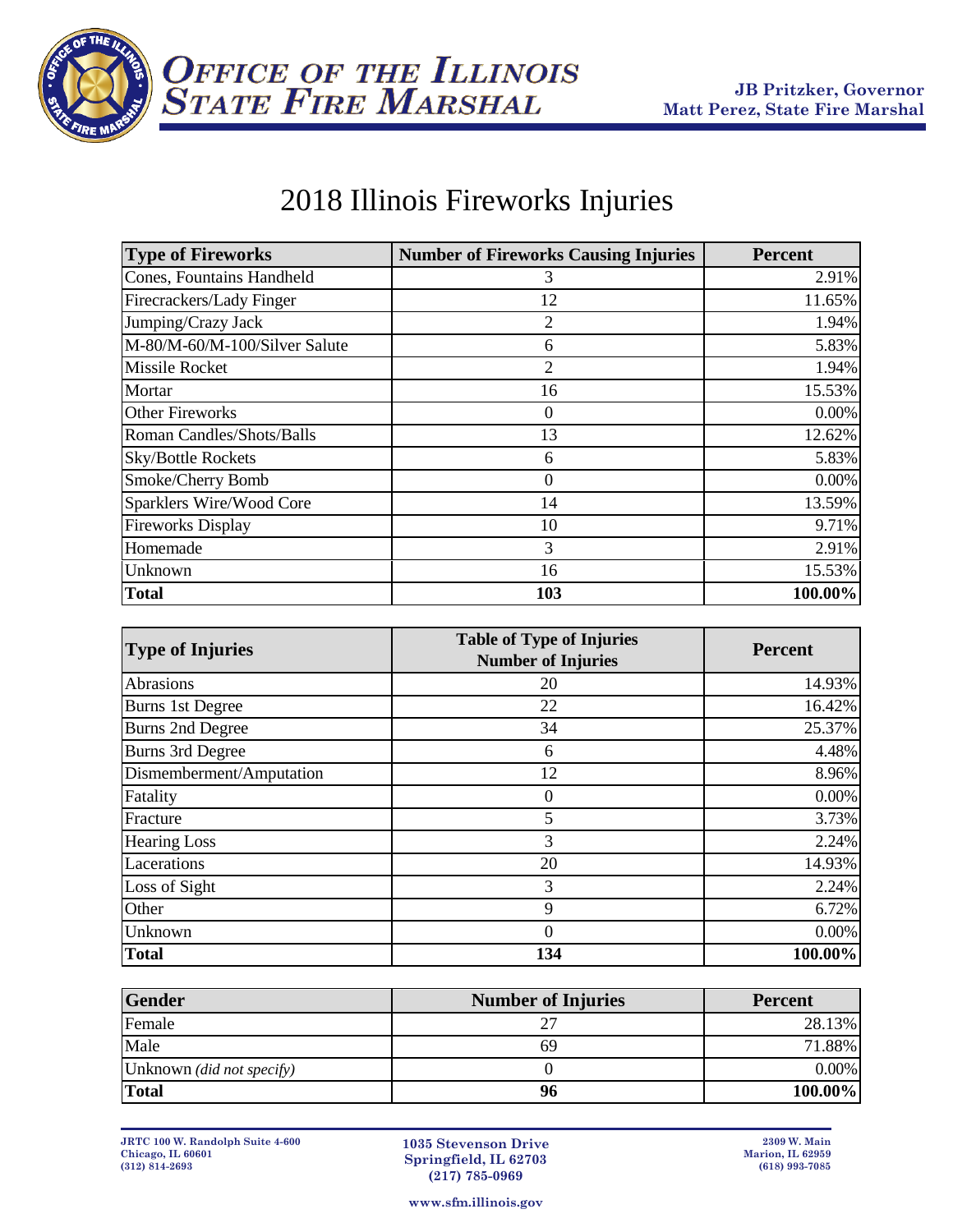# 2018 Illinois Fireworks Injuries

| Type of Fireworks | Number of Fireworks Causing Injuries | Percent |
|---|---|---|
| Cones, Fountains Handheld | 3 | 2.91% |
| Firecrackers/Lady Finger | 12 | 11.65% |
| Jumping/Crazy Jack | 2 | 1.94% |
| M-80/M-60/M-100/Silver Salute | 6 | 5.83% |
| Missile Rocket | 2 | 1.94% |
| Mortar | 16 | 15.53% |
| Other Fireworks | 0 | 0.00% |
| Roman Candles/Shots/Balls | 13 | 12.62% |
| Sky/Bottle Rockets | 6 | 5.83% |
| Smoke/Cherry Bomb | 0 | 0.00% |
| Sparklers Wire/Wood Core | 14 | 13.59% |
| Fireworks Display | 10 | 9.71% |
| Homemade | 3 | 2.91% |
| Unknown | 16 | 15.53% |
| **Total** | **103** | **100.00%** |

| Type of Injuries | Table of Type of Injuries Number of Injuries | Percent |
|---|---|---|
| Abrasions | 20 | 14.93% |
| Burns 1st Degree | 22 | 16.42% |
| Burns 2nd Degree | 34 | 25.37% |
| Burns 3rd Degree | 6 | 4.48% |
| Dismemberment/Amputation | 12 | 8.96% |
| Fatality | 0 | 0.00% |
| Fracture | 5 | 3.73% |
| Hearing Loss | 3 | 2.24% |
| Lacerations | 20 | 14.93% |
| Loss of Sight | 3 | 2.24% |
| Other | 9 | 6.72% |
| Unknown | 0 | 0.00% |
| **Total** | **134** | **100.00%** |

| Gender | Number of Injuries | Percent |
|---|---|---|
| Female | 27 | 28.13% |
| Male | 69 | 71.88% |
| Unknown *(did not specify)* | 0 | 0.00% |
| **Total** | **96** | **100.00%** |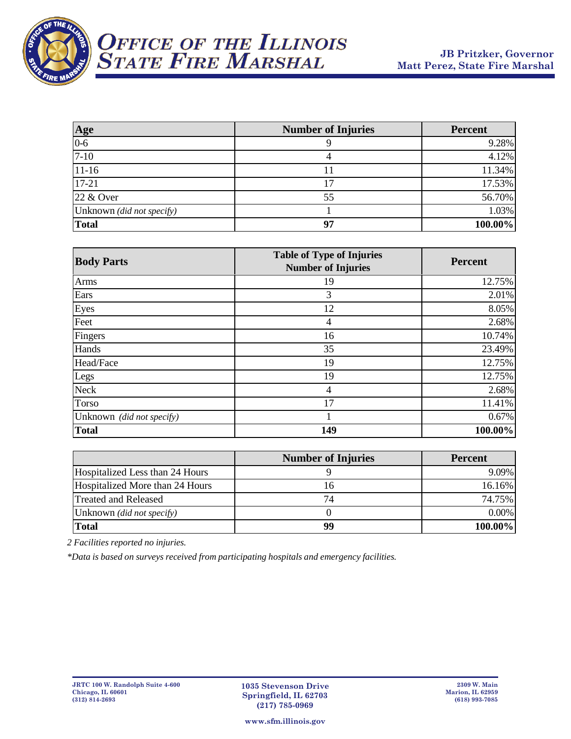| Age | Number of Injuries | Percent |
| --- | --- | --- |
| 0-6 | 9 | 9.28% |
| 7-10 | 4 | 4.12% |
| 11-16 | 11 | 11.34% |
| 17-21 | 17 | 17.53% |
| 22 & Over | 55 | 56.70% |
| Unknown *(did not specify)* | 1 | 1.03% |
| **Total** | **97** | **100.00%** |

| Body Parts | Table of Type of Injuries Number of Injuries | Percent |
| --- | --- | --- |
| Arms | 19 | 12.75% |
| Ears | 3 | 2.01% |
| Eyes | 12 | 8.05% |
| Feet | 4 | 2.68% |
| Fingers | 16 | 10.74% |
| Hands | 35 | 23.49% |
| Head/Face | 19 | 12.75% |
| Legs | 19 | 12.75% |
| Neck | 4 | 2.68% |
| Torso | 17 | 11.41% |
| Unknown *(did not specify)* | 1 | 0.67% |
| **Total** | **149** | **100.00%** |

| | Number of Injuries | Percent |
| --- | --- | --- |
| Hospitalized Less than 24 Hours | 9 | 9.09% |
| Hospitalized More than 24 Hours | 16 | 16.16% |
| Treated and Released | 74 | 74.75% |
| Unknown *(did not specify)* | 0 | 0.00% |
| **Total** | **99** | **100.00%** |

*2 Facilities reported no injuries.*

*\*Data is based on surveys received from participating hospitals and emergency facilities.*